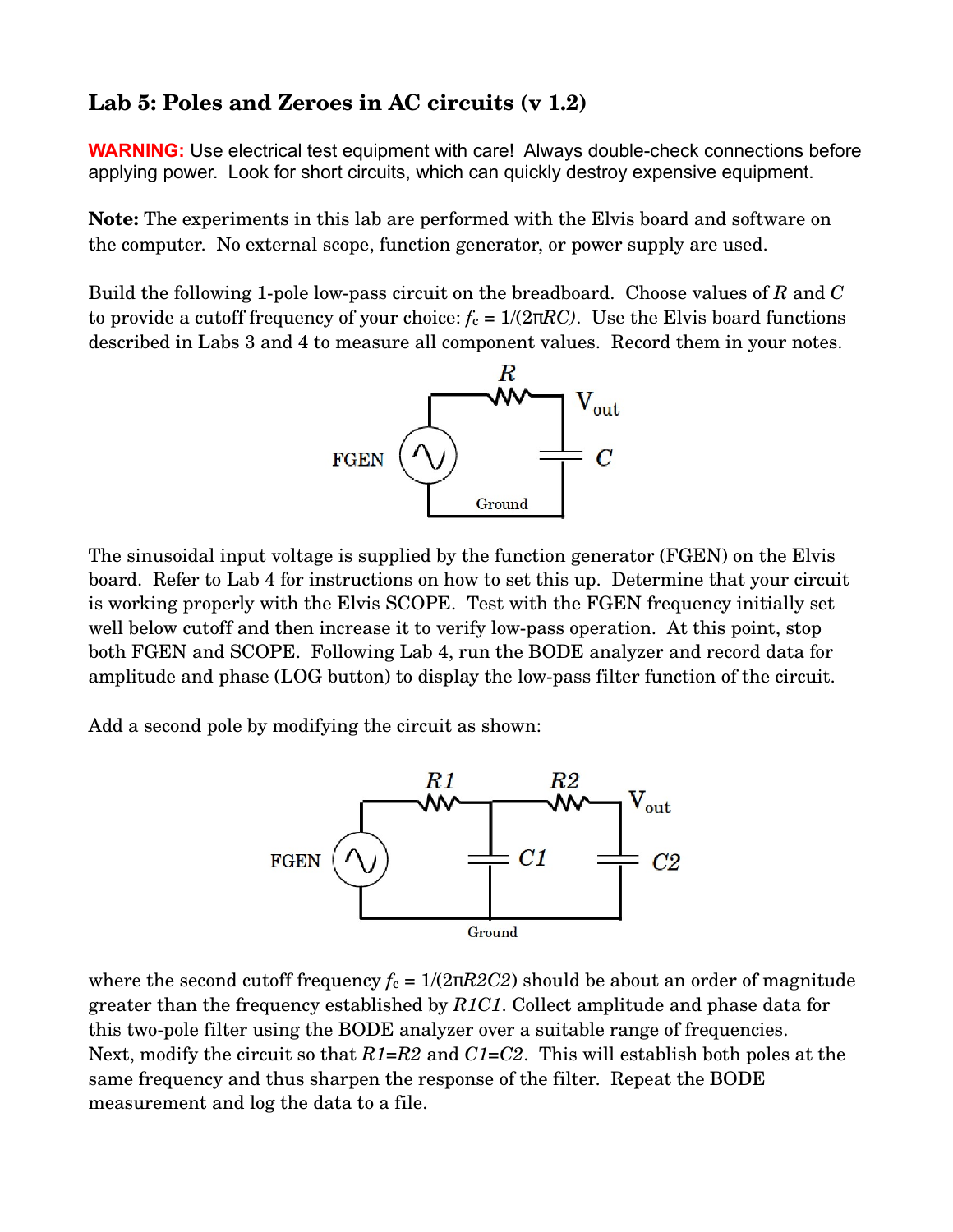# Lab 5: Poles and Zeroes in AC circuits (v 1.2)

**WARNING:** Use electrical test equipment with care! Always double-check connections before applying power. Look for short circuits, which can quickly destroy expensive equipment.

**Note:** The experiments in this lab are performed with the Elvis board and software on the computer. No external scope, function generator, or power supply are used.

Build the following 1-pole low-pass circuit on the breadboard. Choose values of $R$ and $C$ to provide a cutoff frequency of your choice: $f_c = 1/(2\pi RC)$. Use the Elvis board functions described in Labs 3 and 4 to measure all component values. Record them in your notes.

The sinusoidal input voltage is supplied by the function generator (FGEN) on the Elvis board. Refer to Lab 4 for instructions on how to set this up. Determine that your circuit is working properly with the Elvis SCOPE. Test with the FGEN frequency initially set well below cutoff and then increase it to verify low-pass operation. At this point, stop both FGEN and SCOPE. Following Lab 4, run the BODE analyzer and record data for amplitude and phase (LOG button) to display the low-pass filter function of the circuit.

Add a second pole by modifying the circuit as shown:

where the second cutoff frequency $f_c = 1/(2\pi R2C2)$ should be about an order of magnitude greater than the frequency established by $R1C1$. Collect amplitude and phase data for this two-pole filter using the BODE analyzer over a suitable range of frequencies. Next, modify the circuit so that $R1=R2$ and $C1=C2$. This will establish both poles at the same frequency and thus sharpen the response of the filter. Repeat the BODE measurement and log the data to a file.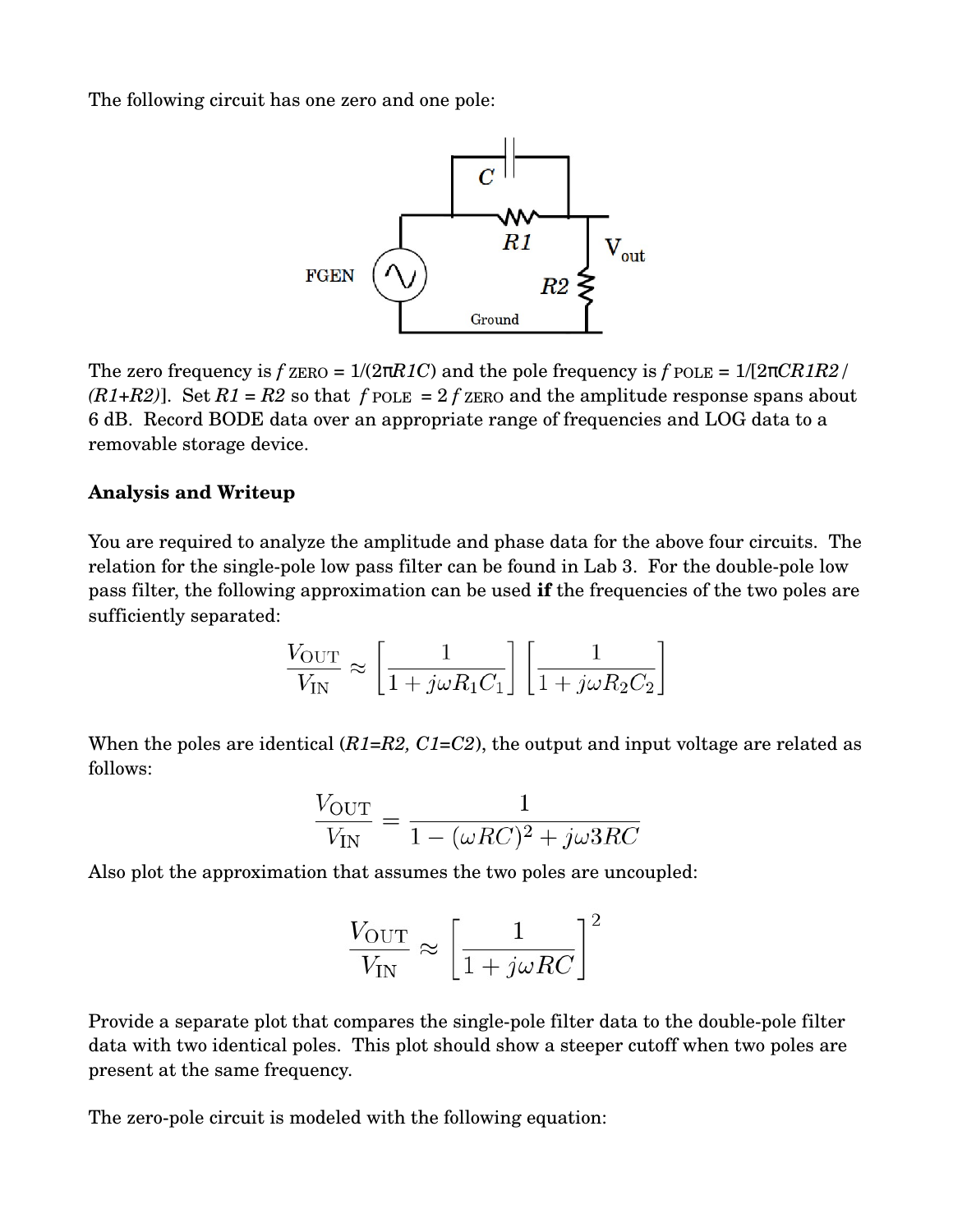The following circuit has one zero and one pole:

The zero frequency is $f_{\text{ZERO}} = 1/(2\pi R1C)$ and the pole frequency is $f_{\text{POLE}} = 1/[2\pi CR1R2/(R1+R2)]$. Set $R1 = R2$ so that $f_{\text{POLE}} = 2f_{\text{ZERO}}$ and the amplitude response spans about 6 dB. Record BODE data over an appropriate range of frequencies and LOG data to a removable storage device.

**Analysis and Writeup**

You are required to analyze the amplitude and phase data for the above four circuits. The relation for the single-pole low pass filter can be found in Lab 3. For the double-pole low pass filter, the following approximation can be used **if** the frequencies of the two poles are sufficiently separated:

$$\frac{V_{\text{OUT}}}{V_{\text{IN}}} \approx \left[\frac{1}{1+j\omega R_1C_1}\right]\left[\frac{1}{1+j\omega R_2C_2}\right]$$

When the poles are identical ($R1=R2$, $C1=C2$), the output and input voltage are related as follows:

$$\frac{V_{\text{OUT}}}{V_{\text{IN}}} = \frac{1}{1-(\omega RC)^2 + j\omega 3RC}$$

Also plot the approximation that assumes the two poles are uncoupled:

$$\frac{V_{\text{OUT}}}{V_{\text{IN}}} \approx \left[\frac{1}{1+j\omega RC}\right]^2$$

Provide a separate plot that compares the single-pole filter data to the double-pole filter data with two identical poles. This plot should show a steeper cutoff when two poles are present at the same frequency.

The zero-pole circuit is modeled with the following equation: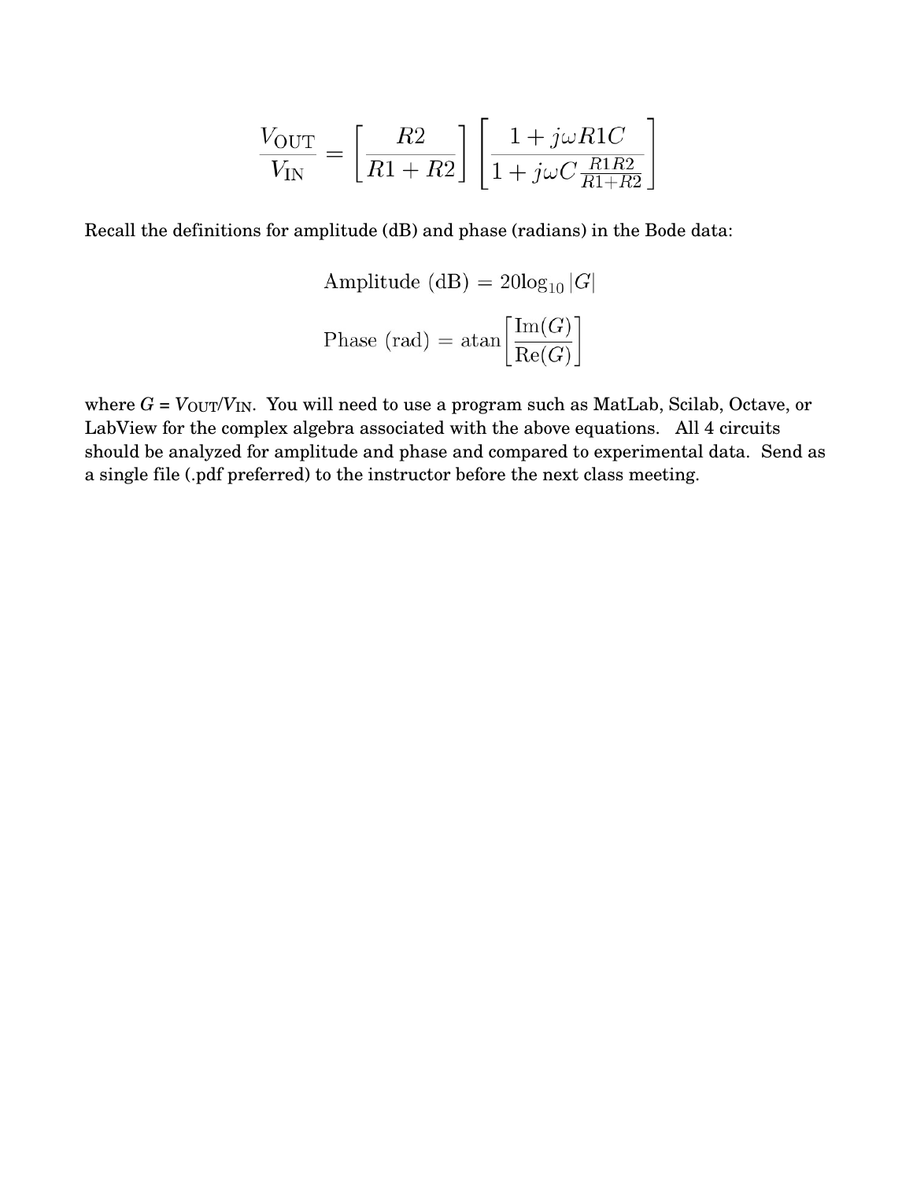$$\frac{V_{\text{OUT}}}{V_{\text{IN}}} = \left[\frac{R2}{R1 + R2}\right]\left[\frac{1 + j\omega R1C}{1 + j\omega C\frac{R1R2}{R1+R2}}\right]$$

Recall the definitions for amplitude (dB) and phase (radians) in the Bode data:

$$\text{Amplitude (dB)} = 20\log_{10}|G|$$

$$\text{Phase (rad)} = \text{atan}\left[\frac{\text{Im}(G)}{\text{Re}(G)}\right]$$

where $G = V_{\text{OUT}}/V_{\text{IN}}$. You will need to use a program such as MatLab, Scilab, Octave, or LabView for the complex algebra associated with the above equations. All 4 circuits should be analyzed for amplitude and phase and compared to experimental data. Send as a single file (.pdf preferred) to the instructor before the next class meeting.